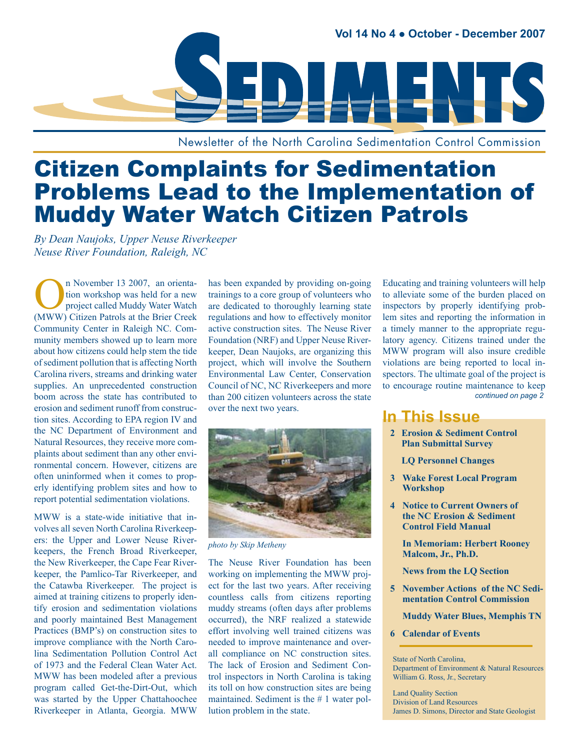Vol 14 No 4 ● October - December 2007

# SEDIMENTS

Newsletter of the North Carolina Sedimentation Control Commission

## Citizen Complaints for Sedimentation Problems Lead to the Implementation of Muddy Water Watch Citizen Patrols

*By Dean Naujoks, Upper Neuse Riverkeeper*
*Neuse River Foundation, Raleigh, NC*

On November 13 2007, an orientation workshop was held for a new project called Muddy Water Watch (MWW) Citizen Patrols at the Brier Creek Community Center in Raleigh NC. Community members showed up to learn more about how citizens could help stem the tide of sediment pollution that is affecting North Carolina rivers, streams and drinking water supplies. An unprecedented construction boom across the state has contributed to erosion and sediment runoff from construction sites. According to EPA region IV and the NC Department of Environment and Natural Resources, they receive more complaints about sediment than any other environmental concern. However, citizens are often uninformed when it comes to properly identifying problem sites and how to report potential sedimentation violations.

MWW is a state-wide initiative that involves all seven North Carolina Riverkeepers: the Upper and Lower Neuse Riverkeepers, the French Broad Riverkeeper, the New Riverkeeper, the Cape Fear Riverkeeper, the Pamlico-Tar Riverkeeper, and the Catawba Riverkeeper. The project is aimed at training citizens to properly identify erosion and sedimentation violations and poorly maintained Best Management Practices (BMP's) on construction sites to improve compliance with the North Carolina Sedimentation Pollution Control Act of 1973 and the Federal Clean Water Act. MWW has been modeled after a previous program called Get-the-Dirt-Out, which was started by the Upper Chattahoochee Riverkeeper in Atlanta, Georgia. MWW has been expanded by providing on-going trainings to a core group of volunteers who are dedicated to thoroughly learning state regulations and how to effectively monitor active construction sites. The Neuse River Foundation (NRF) and Upper Neuse Riverkeeper, Dean Naujoks, are organizing this project, which will involve the Southern Environmental Law Center, Conservation Council of NC, NC Riverkeepers and more than 200 citizen volunteers across the state over the next two years.

*photo by Skip Metheny*

The Neuse River Foundation has been working on implementing the MWW project for the last two years. After receiving countless calls from citizens reporting muddy streams (often days after problems occurred), the NRF realized a statewide effort involving well trained citizens was needed to improve maintenance and overall compliance on NC construction sites. The lack of Erosion and Sediment Control inspectors in North Carolina is taking its toll on how construction sites are being maintained. Sediment is the # 1 water pollution problem in the state.

Educating and training volunteers will help to alleviate some of the burden placed on inspectors by properly identifying problem sites and reporting the information in a timely manner to the appropriate regulatory agency. Citizens trained under the MWW program will also insure credible violations are being reported to local inspectors. The ultimate goal of the project is to encourage routine maintenance to keep

*continued on page 2*

## In This Issue

- **2 Erosion & Sediment Control Plan Submittal Survey**
- **LQ Personnel Changes**
- **3 Wake Forest Local Program Workshop**
- **4 Notice to Current Owners of the NC Erosion & Sediment Control Field Manual**
- **In Memoriam: Herbert Rooney Malcom, Jr., Ph.D.**
- **News from the LQ Section**
- **5 November Actions of the NC Sedimentation Control Commission**
- **Muddy Water Blues, Memphis TN**
- **6 Calendar of Events**

State of North Carolina,
Department of Environment & Natural Resources
William G. Ross, Jr., Secretary

Land Quality Section
Division of Land Resources
James D. Simons, Director and State Geologist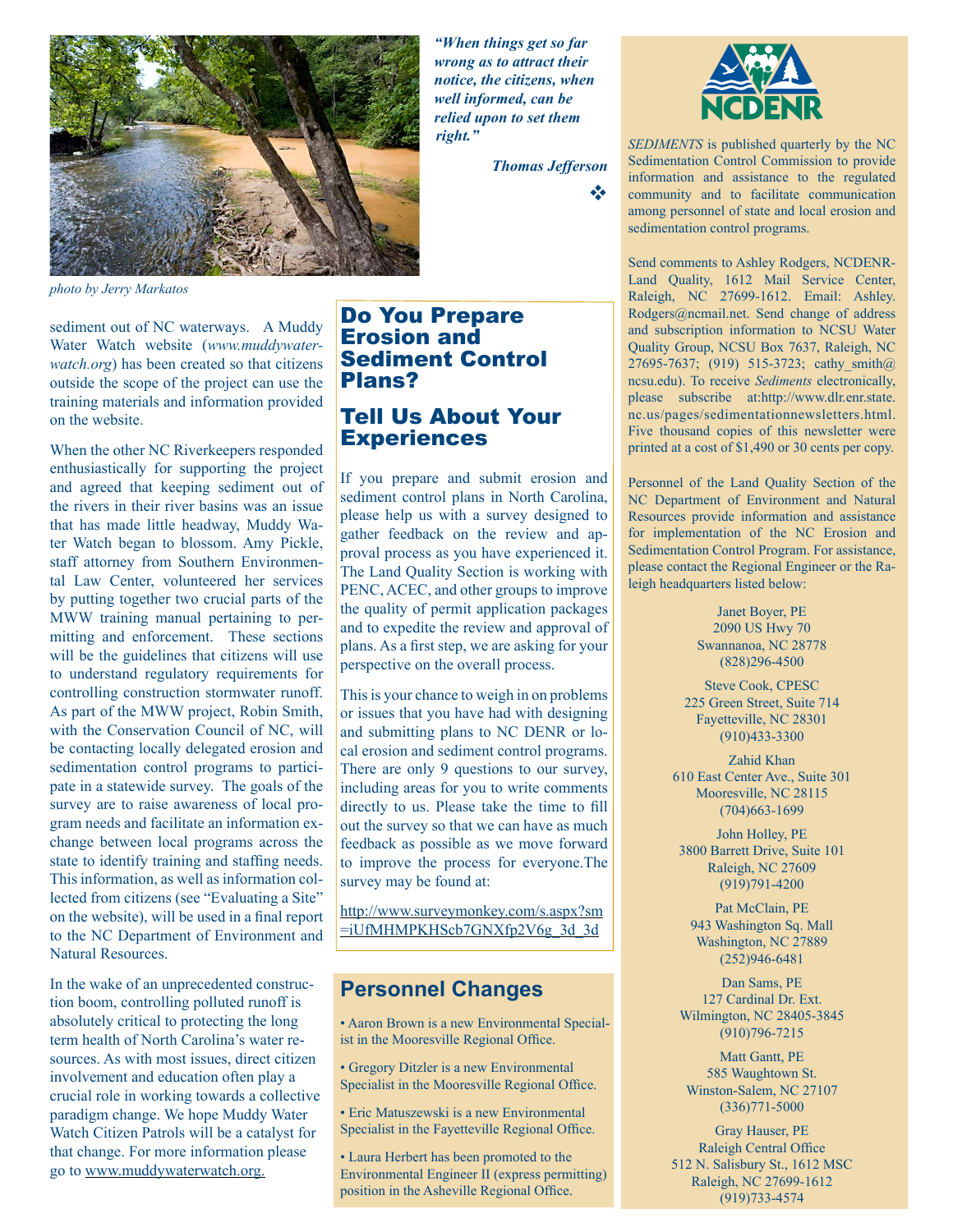photo by Jerry Markatos

*"When things get so far wrong as to attract their notice, the citizens, when well informed, can be relied upon to set them right."*

***Thomas Jefferson***

sediment out of NC waterways. A Muddy Water Watch website (*www.muddywater-watch.org*) has been created so that citizens outside the scope of the project can use the training materials and information provided on the website.

When the other NC Riverkeepers responded enthusiastically for supporting the project and agreed that keeping sediment out of the rivers in their river basins was an issue that has made little headway, Muddy Water Watch began to blossom. Amy Pickle, staff attorney from Southern Environmental Law Center, volunteered her services by putting together two crucial parts of the MWW training manual pertaining to permitting and enforcement. These sections will be the guidelines that citizens will use to understand regulatory requirements for controlling construction stormwater runoff. As part of the MWW project, Robin Smith, with the Conservation Council of NC, will be contacting locally delegated erosion and sedimentation control programs to participate in a statewide survey. The goals of the survey are to raise awareness of local program needs and facilitate an information exchange between local programs across the state to identify training and staffing needs. This information, as well as information collected from citizens (see "Evaluating a Site" on the website), will be used in a final report to the NC Department of Environment and Natural Resources.

In the wake of an unprecedented construction boom, controlling polluted runoff is absolutely critical to protecting the long term health of North Carolina's water resources. As with most issues, direct citizen involvement and education often play a crucial role in working towards a collective paradigm change. We hope Muddy Water Watch Citizen Patrols will be a catalyst for that change. For more information please go to www.muddywaterwatch.org.

## Do You Prepare Erosion and Sediment Control Plans?

## Tell Us About Your Experiences

If you prepare and submit erosion and sediment control plans in North Carolina, please help us with a survey designed to gather feedback on the review and approval process as you have experienced it. The Land Quality Section is working with PENC, ACEC, and other groups to improve the quality of permit application packages and to expedite the review and approval of plans. As a first step, we are asking for your perspective on the overall process.

This is your chance to weigh in on problems or issues that you have had with designing and submitting plans to NC DENR or local erosion and sediment control programs. There are only 9 questions to our survey, including areas for you to write comments directly to us. Please take the time to fill out the survey so that we can have as much feedback as possible as we move forward to improve the process for everyone.The survey may be found at:

http://www.surveymonkey.com/s.aspx?sm=iUfMHMPKHScb7GNXfp2V6g_3d_3d

## Personnel Changes

- Aaron Brown is a new Environmental Specialist in the Mooresville Regional Office.
- Gregory Ditzler is a new Environmental Specialist in the Mooresville Regional Office.
- Eric Matuszewski is a new Environmental Specialist in the Fayetteville Regional Office.
- Laura Herbert has been promoted to the Environmental Engineer II (express permitting) position in the Asheville Regional Office.

NCDENR

*SEDIMENTS* is published quarterly by the NC Sedimentation Control Commission to provide information and assistance to the regulated community and to facilitate communication among personnel of state and local erosion and sedimentation control programs.

Send comments to Ashley Rodgers, NCDENR-Land Quality, 1612 Mail Service Center, Raleigh, NC 27699-1612. Email: Ashley.Rodgers@ncmail.net. Send change of address and subscription information to NCSU Water Quality Group, NCSU Box 7637, Raleigh, NC 27695-7637; (919) 515-3723; cathy_smith@ncsu.edu). To receive *Sediments* electronically, please subscribe at:http://www.dlr.enr.state.nc.us/pages/sedimentationnewsletters.html. Five thousand copies of this newsletter were printed at a cost of $1,490 or 30 cents per copy.

Personnel of the Land Quality Section of the NC Department of Environment and Natural Resources provide information and assistance for implementation of the NC Erosion and Sedimentation Control Program. For assistance, please contact the Regional Engineer or the Raleigh headquarters listed below:

Janet Boyer, PE
2090 US Hwy 70
Swannanoa, NC 28778
(828)296-4500

Steve Cook, CPESC
225 Green Street, Suite 714
Fayetteville, NC 28301
(910)433-3300

Zahid Khan
610 East Center Ave., Suite 301
Mooresville, NC 28115
(704)663-1699

John Holley, PE
3800 Barrett Drive, Suite 101
Raleigh, NC 27609
(919)791-4200

Pat McClain, PE
943 Washington Sq. Mall
Washington, NC 27889
(252)946-6481

Dan Sams, PE
127 Cardinal Dr. Ext.
Wilmington, NC 28405-3845
(910)796-7215

Matt Gantt, PE
585 Waughtown St.
Winston-Salem, NC 27107
(336)771-5000

Gray Hauser, PE
Raleigh Central Office
512 N. Salisbury St., 1612 MSC
Raleigh, NC 27699-1612
(919)733-4574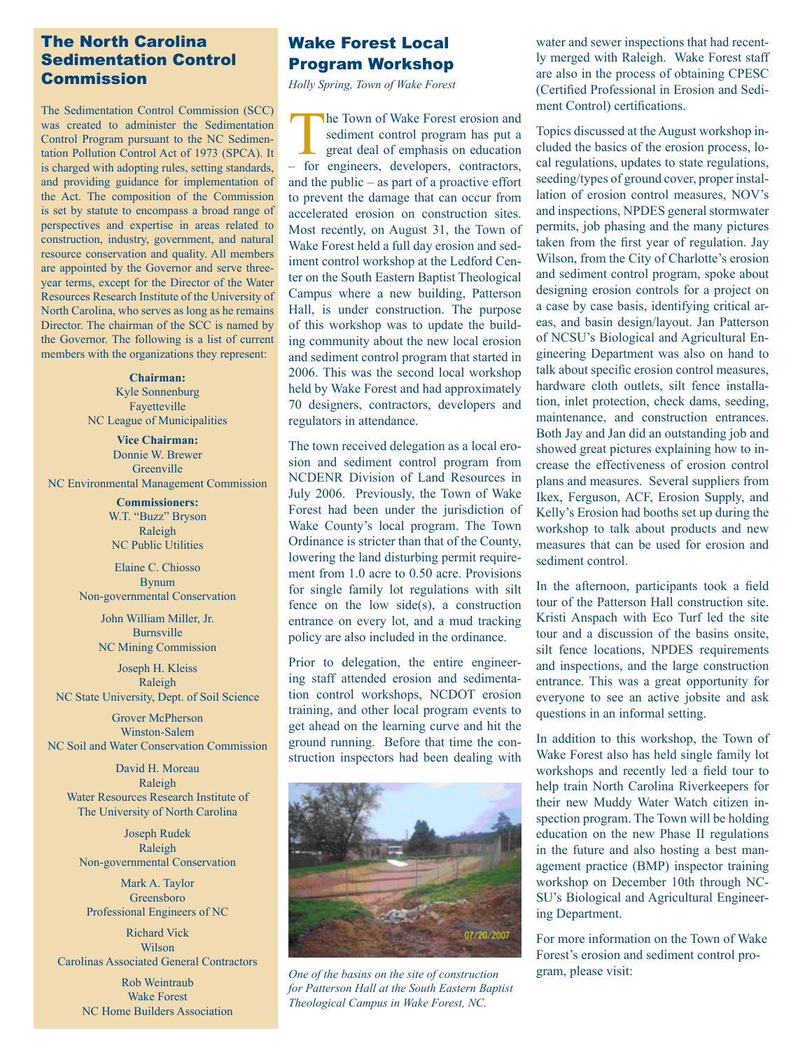## The North Carolina Sedimentation Control Commission

The Sedimentation Control Commission (SCC) was created to administer the Sedimentation Control Program pursuant to the NC Sedimentation Pollution Control Act of 1973 (SPCA). It is charged with adopting rules, setting standards, and providing guidance for implementation of the Act. The composition of the Commission is set by statute to encompass a broad range of perspectives and expertise in areas related to construction, industry, government, and natural resource conservation and quality. All members are appointed by the Governor and serve three-year terms, except for the Director of the Water Resources Research Institute of the University of North Carolina, who serves as long as he remains Director. The chairman of the SCC is named by the Governor. The following is a list of current members with the organizations they represent:

**Chairman:**
Kyle Sonnenburg
Fayetteville
NC League of Municipalities

**Vice Chairman:**
Donnie W. Brewer
Greenville
NC Environmental Management Commission

**Commissioners:**
W.T. "Buzz" Bryson
Raleigh
NC Public Utilities

Elaine C. Chiosso
Bynum
Non-governmental Conservation

John William Miller, Jr.
Burnsville
NC Mining Commission

Joseph H. Kleiss
Raleigh
NC State University, Dept. of Soil Science

Grover McPherson
Winston-Salem
NC Soil and Water Conservation Commission

David H. Moreau
Raleigh
Water Resources Research Institute of The University of North Carolina

Joseph Rudek
Raleigh
Non-governmental Conservation

Mark A. Taylor
Greensboro
Professional Engineers of NC

Richard Vick
Wilson
Carolinas Associated General Contractors

Rob Weintraub
Wake Forest
NC Home Builders Association

## Wake Forest Local Program Workshop

*Holly Spring, Town of Wake Forest*

The Town of Wake Forest erosion and sediment control program has put a great deal of emphasis on education – for engineers, developers, contractors, and the public – as part of a proactive effort to prevent the damage that can occur from accelerated erosion on construction sites. Most recently, on August 31, the Town of Wake Forest held a full day erosion and sediment control workshop at the Ledford Center on the South Eastern Baptist Theological Campus where a new building, Patterson Hall, is under construction. The purpose of this workshop was to update the building community about the new local erosion and sediment control program that started in 2006. This was the second local workshop held by Wake Forest and had approximately 70 designers, contractors, developers and regulators in attendance.

The town received delegation as a local erosion and sediment control program from NCDENR Division of Land Resources in July 2006. Previously, the Town of Wake Forest had been under the jurisdiction of Wake County's local program. The Town Ordinance is stricter than that of the County, lowering the land disturbing permit requirement from 1.0 acre to 0.50 acre. Provisions for single family lot regulations with silt fence on the low side(s), a construction entrance on every lot, and a mud tracking policy are also included in the ordinance.

Prior to delegation, the entire engineering staff attended erosion and sedimentation control workshops, NCDOT erosion training, and other local program events to get ahead on the learning curve and hit the ground running. Before that time the construction inspectors had been dealing with water and sewer inspections that had recently merged with Raleigh. Wake Forest staff are also in the process of obtaining CPESC (Certified Professional in Erosion and Sediment Control) certifications.

*One of the basins on the site of construction for Patterson Hall at the South Eastern Baptist Theological Campus in Wake Forest, NC.*

Topics discussed at the August workshop included the basics of the erosion process, local regulations, updates to state regulations, seeding/types of ground cover, proper installation of erosion control measures, NOV's and inspections, NPDES general stormwater permits, job phasing and the many pictures taken from the first year of regulation. Jay Wilson, from the City of Charlotte's erosion and sediment control program, spoke about designing erosion controls for a project on a case by case basis, identifying critical areas, and basin design/layout. Jan Patterson of NCSU's Biological and Agricultural Engineering Department was also on hand to talk about specific erosion control measures, hardware cloth outlets, silt fence installation, inlet protection, check dams, seeding, maintenance, and construction entrances. Both Jay and Jan did an outstanding job and showed great pictures explaining how to increase the effectiveness of erosion control plans and measures. Several suppliers from Ikex, Ferguson, ACF, Erosion Supply, and Kelly's Erosion had booths set up during the workshop to talk about products and new measures that can be used for erosion and sediment control.

In the afternoon, participants took a field tour of the Patterson Hall construction site. Kristi Anspach with Eco Turf led the site tour and a discussion of the basins onsite, silt fence locations, NPDES requirements and inspections, and the large construction entrance. This was a great opportunity for everyone to see an active jobsite and ask questions in an informal setting.

In addition to this workshop, the Town of Wake Forest also has held single family lot workshops and recently led a field tour to help train North Carolina Riverkeepers for their new Muddy Water Watch citizen inspection program. The Town will be holding education on the new Phase II regulations in the future and also hosting a best management practice (BMP) inspector training workshop on December 10th through NCSU's Biological and Agricultural Engineering Department.

For more information on the Town of Wake Forest's erosion and sediment control program, please visit: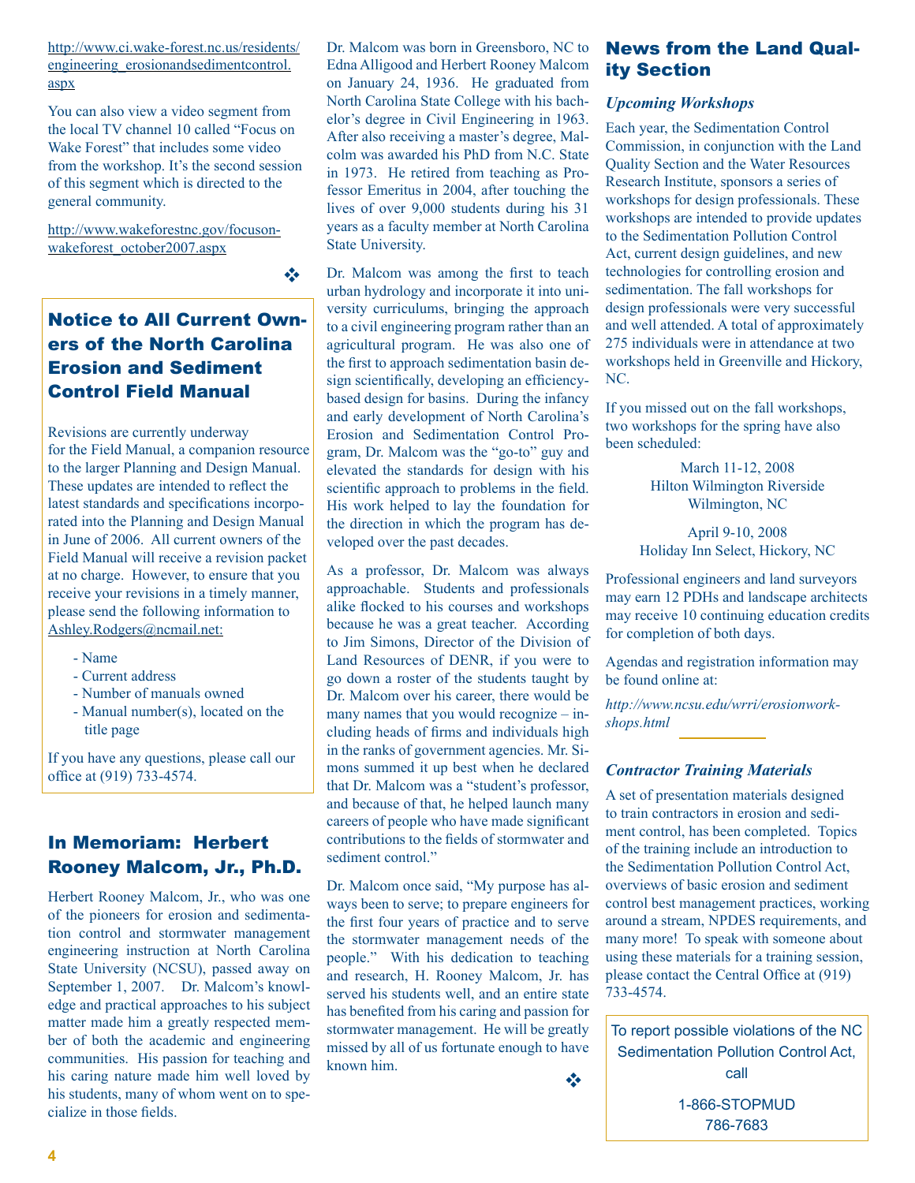http://www.ci.wake-forest.nc.us/residents/engineering_erosionandsedimentcontrol.aspx

You can also view a video segment from the local TV channel 10 called "Focus on Wake Forest" that includes some video from the workshop. It's the second session of this segment which is directed to the general community.

http://www.wakeforestnc.gov/focuson-wakeforest_october2007.aspx

❖

## Notice to All Current Owners of the North Carolina Erosion and Sediment Control Field Manual

Revisions are currently underway for the Field Manual, a companion resource to the larger Planning and Design Manual. These updates are intended to reflect the latest standards and specifications incorporated into the Planning and Design Manual in June of 2006. All current owners of the Field Manual will receive a revision packet at no charge. However, to ensure that you receive your revisions in a timely manner, please send the following information to Ashley.Rodgers@ncmail.net:

- Name
- Current address
- Number of manuals owned
- Manual number(s), located on the title page

If you have any questions, please call our office at (919) 733-4574.

## In Memoriam: Herbert Rooney Malcom, Jr., Ph.D.

Herbert Rooney Malcom, Jr., who was one of the pioneers for erosion and sedimentation control and stormwater management engineering instruction at North Carolina State University (NCSU), passed away on September 1, 2007. Dr. Malcom's knowledge and practical approaches to his subject matter made him a greatly respected member of both the academic and engineering communities. His passion for teaching and his caring nature made him well loved by his students, many of whom went on to specialize in those fields.

Dr. Malcom was born in Greensboro, NC to Edna Alligood and Herbert Rooney Malcom on January 24, 1936. He graduated from North Carolina State College with his bachelor's degree in Civil Engineering in 1963. After also receiving a master's degree, Malcolm was awarded his PhD from N.C. State in 1973. He retired from teaching as Professor Emeritus in 2004, after touching the lives of over 9,000 students during his 31 years as a faculty member at North Carolina State University.

Dr. Malcom was among the first to teach urban hydrology and incorporate it into university curriculums, bringing the approach to a civil engineering program rather than an agricultural program. He was also one of the first to approach sedimentation basin design scientifically, developing an efficiency-based design for basins. During the infancy and early development of North Carolina's Erosion and Sedimentation Control Program, Dr. Malcom was the "go-to" guy and elevated the standards for design with his scientific approach to problems in the field. His work helped to lay the foundation for the direction in which the program has developed over the past decades.

As a professor, Dr. Malcom was always approachable. Students and professionals alike flocked to his courses and workshops because he was a great teacher. According to Jim Simons, Director of the Division of Land Resources of DENR, if you were to go down a roster of the students taught by Dr. Malcom over his career, there would be many names that you would recognize – including heads of firms and individuals high in the ranks of government agencies. Mr. Simons summed it up best when he declared that Dr. Malcom was a "student's professor, and because of that, he helped launch many careers of people who have made significant contributions to the fields of stormwater and sediment control."

Dr. Malcom once said, "My purpose has always been to serve; to prepare engineers for the first four years of practice and to serve the stormwater management needs of the people." With his dedication to teaching and research, H. Rooney Malcom, Jr. has served his students well, and an entire state has benefited from his caring and passion for stormwater management. He will be greatly missed by all of us fortunate enough to have known him.

❖

## News from the Land Quality Section

### *Upcoming Workshops*

Each year, the Sedimentation Control Commission, in conjunction with the Land Quality Section and the Water Resources Research Institute, sponsors a series of workshops for design professionals. These workshops are intended to provide updates to the Sedimentation Pollution Control Act, current design guidelines, and new technologies for controlling erosion and sedimentation. The fall workshops for design professionals were very successful and well attended. A total of approximately 275 individuals were in attendance at two workshops held in Greenville and Hickory, NC.

If you missed out on the fall workshops, two workshops for the spring have also been scheduled:

March 11-12, 2008
Hilton Wilmington Riverside
Wilmington, NC

April 9-10, 2008
Holiday Inn Select, Hickory, NC

Professional engineers and land surveyors may earn 12 PDHs and landscape architects may receive 10 continuing education credits for completion of both days.

Agendas and registration information may be found online at:

*http://www.ncsu.edu/wrri/erosionworkshops.html*

### *Contractor Training Materials*

A set of presentation materials designed to train contractors in erosion and sediment control, has been completed. Topics of the training include an introduction to the Sedimentation Pollution Control Act, overviews of basic erosion and sediment control best management practices, working around a stream, NPDES requirements, and many more! To speak with someone about using these materials for a training session, please contact the Central Office at (919) 733-4574.

To report possible violations of the NC Sedimentation Pollution Control Act, call

1-866-STOPMUD
786-7683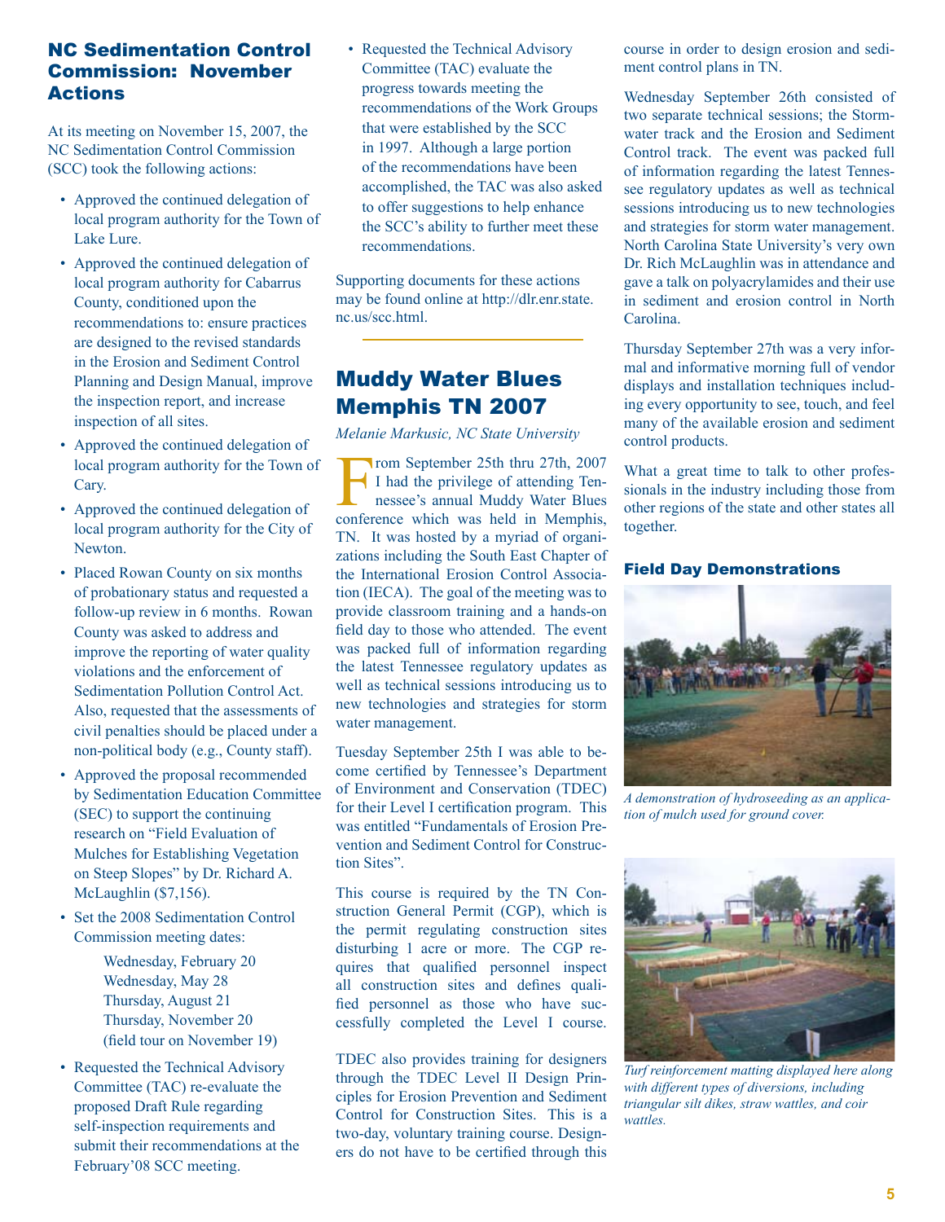## NC Sedimentation Control Commission: November Actions

At its meeting on November 15, 2007, the NC Sedimentation Control Commission (SCC) took the following actions:

- Approved the continued delegation of local program authority for the Town of Lake Lure.
- Approved the continued delegation of local program authority for Cabarrus County, conditioned upon the recommendations to: ensure practices are designed to the revised standards in the Erosion and Sediment Control Planning and Design Manual, improve the inspection report, and increase inspection of all sites.
- Approved the continued delegation of local program authority for the Town of Cary.
- Approved the continued delegation of local program authority for the City of Newton.
- Placed Rowan County on six months of probationary status and requested a follow-up review in 6 months. Rowan County was asked to address and improve the reporting of water quality violations and the enforcement of Sedimentation Pollution Control Act. Also, requested that the assessments of civil penalties should be placed under a non-political body (e.g., County staff).
- Approved the proposal recommended by Sedimentation Education Committee (SEC) to support the continuing research on "Field Evaluation of Mulches for Establishing Vegetation on Steep Slopes" by Dr. Richard A. McLaughlin ($7,156).
- Set the 2008 Sedimentation Control Commission meeting dates:

  Wednesday, February 20
  Wednesday, May 28
  Thursday, August 21
  Thursday, November 20
  (field tour on November 19)

- Requested the Technical Advisory Committee (TAC) re-evaluate the proposed Draft Rule regarding self-inspection requirements and submit their recommendations at the February'08 SCC meeting.
- Requested the Technical Advisory Committee (TAC) evaluate the progress towards meeting the recommendations of the Work Groups that were established by the SCC in 1997. Although a large portion of the recommendations have been accomplished, the TAC was also asked to offer suggestions to help enhance the SCC's ability to further meet these recommendations.

Supporting documents for these actions may be found online at http://dlr.enr.state.nc.us/scc.html.

## Muddy Water Blues Memphis TN 2007

*Melanie Markusic, NC State University*

From September 25th thru 27th, 2007 I had the privilege of attending Tennessee's annual Muddy Water Blues conference which was held in Memphis, TN. It was hosted by a myriad of organizations including the South East Chapter of the International Erosion Control Association (IECA). The goal of the meeting was to provide classroom training and a hands-on field day to those who attended. The event was packed full of information regarding the latest Tennessee regulatory updates as well as technical sessions introducing us to new technologies and strategies for storm water management.

Tuesday September 25th I was able to become certified by Tennessee's Department of Environment and Conservation (TDEC) for their Level I certification program. This was entitled "Fundamentals of Erosion Prevention and Sediment Control for Construction Sites".

This course is required by the TN Construction General Permit (CGP), which is the permit regulating construction sites disturbing 1 acre or more. The CGP requires that qualified personnel inspect all construction sites and defines qualified personnel as those who have successfully completed the Level I course.

TDEC also provides training for designers through the TDEC Level II Design Principles for Erosion Prevention and Sediment Control for Construction Sites. This is a two-day, voluntary training course. Designers do not have to be certified through this course in order to design erosion and sediment control plans in TN.

Wednesday September 26th consisted of two separate technical sessions; the Stormwater track and the Erosion and Sediment Control track. The event was packed full of information regarding the latest Tennessee regulatory updates as well as technical sessions introducing us to new technologies and strategies for storm water management. North Carolina State University's very own Dr. Rich McLaughlin was in attendance and gave a talk on polyacrylamides and their use in sediment and erosion control in North Carolina.

Thursday September 27th was a very informal and informative morning full of vendor displays and installation techniques including every opportunity to see, touch, and feel many of the available erosion and sediment control products.

What a great time to talk to other professionals in the industry including those from other regions of the state and other states all together.

### Field Day Demonstrations

*A demonstration of hydroseeding as an application of mulch used for ground cover.*

*Turf reinforcement matting displayed here along with different types of diversions, including triangular silt dikes, straw wattles, and coir wattles.*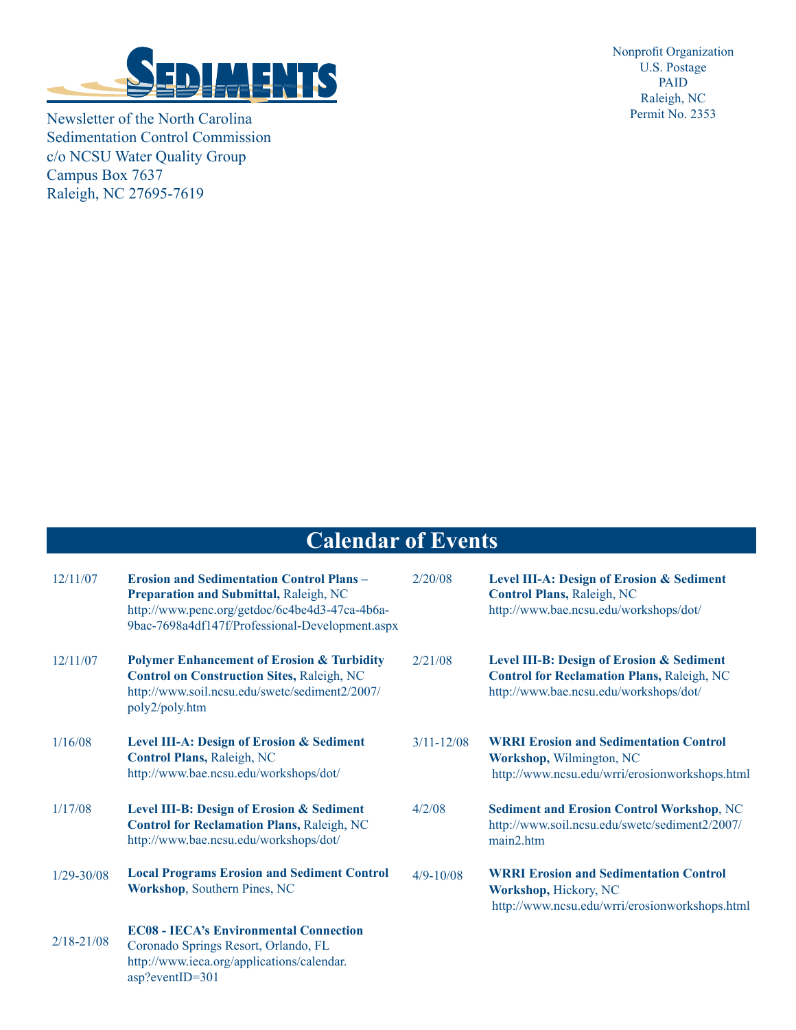# SEDIMENTS

Newsletter of the North Carolina
Sedimentation Control Commission
c/o NCSU Water Quality Group
Campus Box 7637
Raleigh, NC 27695-7619

Nonprofit Organization
U.S. Postage
PAID
Raleigh, NC
Permit No. 2353

## Calendar of Events

12/11/07 — **Erosion and Sedimentation Control Plans – Preparation and Submittal,** Raleigh, NC
http://www.penc.org/getdoc/6c4be4d3-47ca-4b6a-9bac-7698a4df147f/Professional-Development.aspx

12/11/07 — **Polymer Enhancement of Erosion & Turbidity Control on Construction Sites,** Raleigh, NC
http://www.soil.ncsu.edu/swetc/sediment2/2007/poly2/poly.htm

1/16/08 — **Level III-A: Design of Erosion & Sediment Control Plans,** Raleigh, NC
http://www.bae.ncsu.edu/workshops/dot/

1/17/08 — **Level III-B: Design of Erosion & Sediment Control for Reclamation Plans,** Raleigh, NC
http://www.bae.ncsu.edu/workshops/dot/

1/29-30/08 — **Local Programs Erosion and Sediment Control Workshop**, Southern Pines, NC

2/18-21/08 — **EC08 - IECA's Environmental Connection**
Coronado Springs Resort, Orlando, FL
http://www.ieca.org/applications/calendar.asp?eventID=301

2/20/08 — **Level III-A: Design of Erosion & Sediment Control Plans,** Raleigh, NC
http://www.bae.ncsu.edu/workshops/dot/

2/21/08 — **Level III-B: Design of Erosion & Sediment Control for Reclamation Plans,** Raleigh, NC
http://www.bae.ncsu.edu/workshops/dot/

3/11-12/08 — **WRRI Erosion and Sedimentation Control Workshop,** Wilmington, NC
http://www.ncsu.edu/wrri/erosionworkshops.html

4/2/08 — **Sediment and Erosion Control Workshop**, NC
http://www.soil.ncsu.edu/swetc/sediment2/2007/main2.htm

4/9-10/08 — **WRRI Erosion and Sedimentation Control Workshop,** Hickory, NC
http://www.ncsu.edu/wrri/erosionworkshops.html